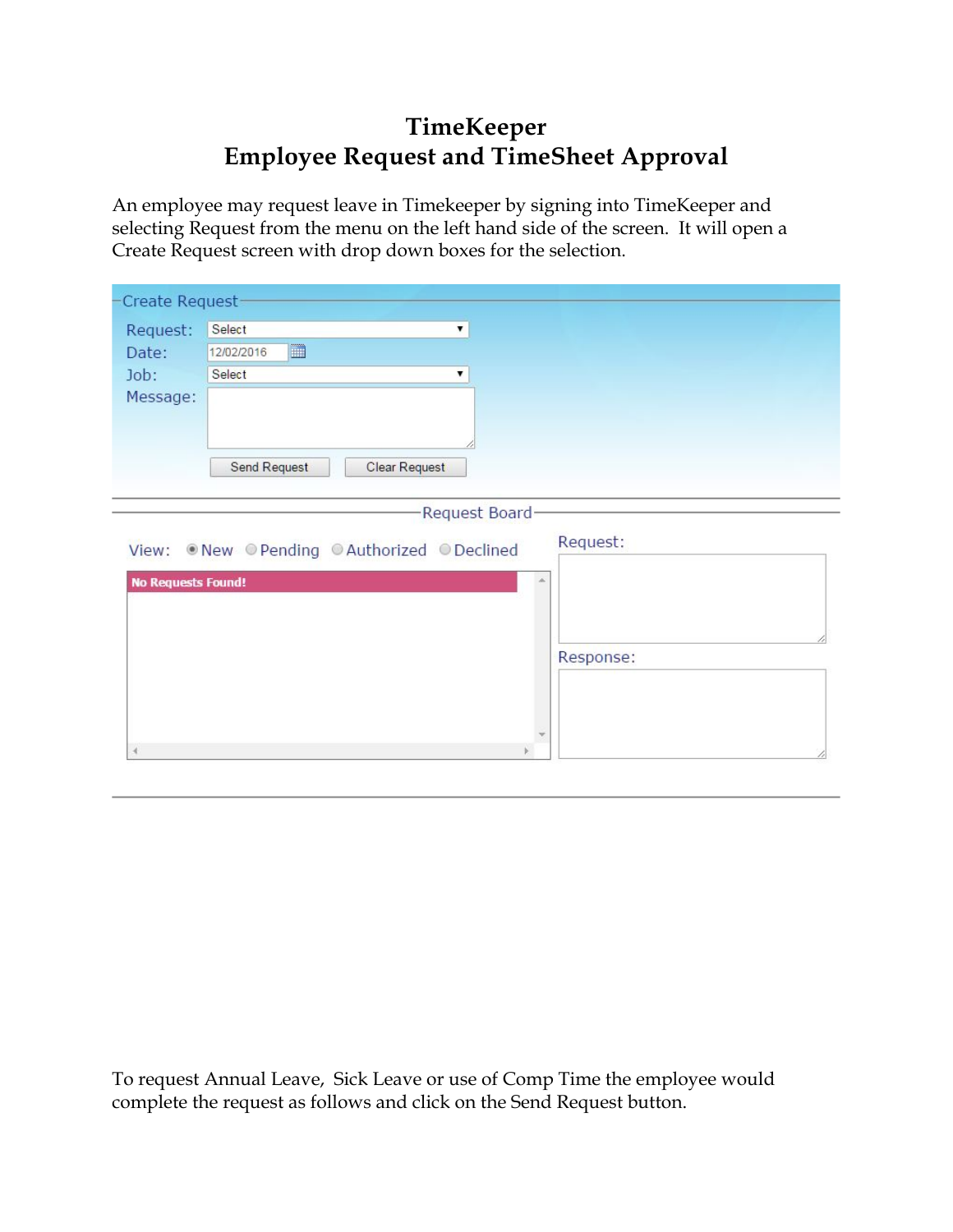# TimeKeeper
# Employee Request and TimeSheet Approval

An employee may request leave in Timekeeper by signing into TimeKeeper and selecting Request from the menu on the left hand side of the screen. It will open a Create Request screen with drop down boxes for the selection.

Create Request

Request: Select

Date: 12/02/2016

Job: Select

Message:

Send Request | Clear Request

Request Board

View: New Pending Authorized Declined

No Requests Found!

Request:

Response:

To request Annual Leave, Sick Leave or use of Comp Time the employee would complete the request as follows and click on the Send Request button.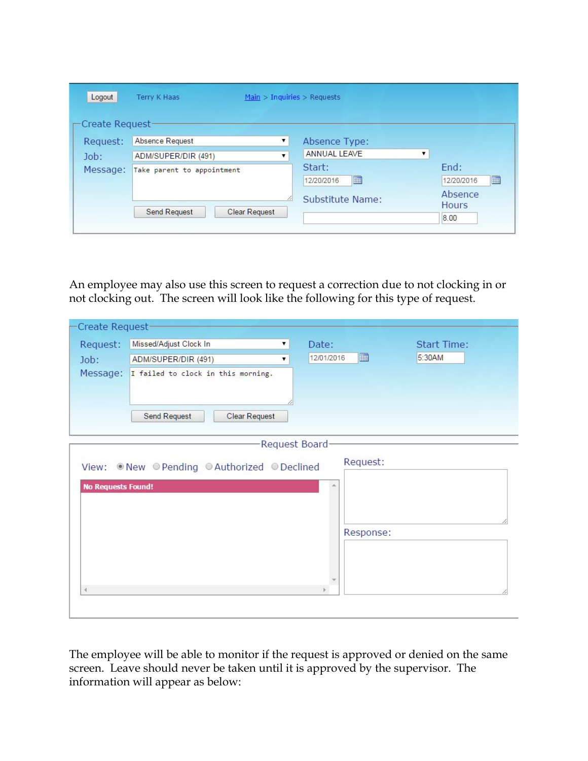| Logout | Terry K Haas | Main > Inquiries > Requests |
| --- | --- | --- |

**Create Request**

Request: Absence Request
Job: ADM/SUPER/DIR (491)
Message: Take parent to appointment

Absence Type: ANNUAL LEAVE
Start: 12/20/2016
End: 12/20/2016
Substitute Name:
Absence Hours: 8.00

Send Request | Clear Request

An employee may also use this screen to request a correction due to not clocking in or not clocking out. The screen will look like the following for this type of request.

**Create Request**

Request: Missed/Adjust Clock In
Job: ADM/SUPER/DIR (491)
Message: I failed to clock in this morning.

Date: 12/01/2016
Start Time: 5:30AM

Send Request | Clear Request

**Request Board**

View: ◉ New ○ Pending ○ Authorized ○ Declined

**No Requests Found!**

Request:

Response:

The employee will be able to monitor if the request is approved or denied on the same screen. Leave should never be taken until it is approved by the supervisor. The information will appear as below: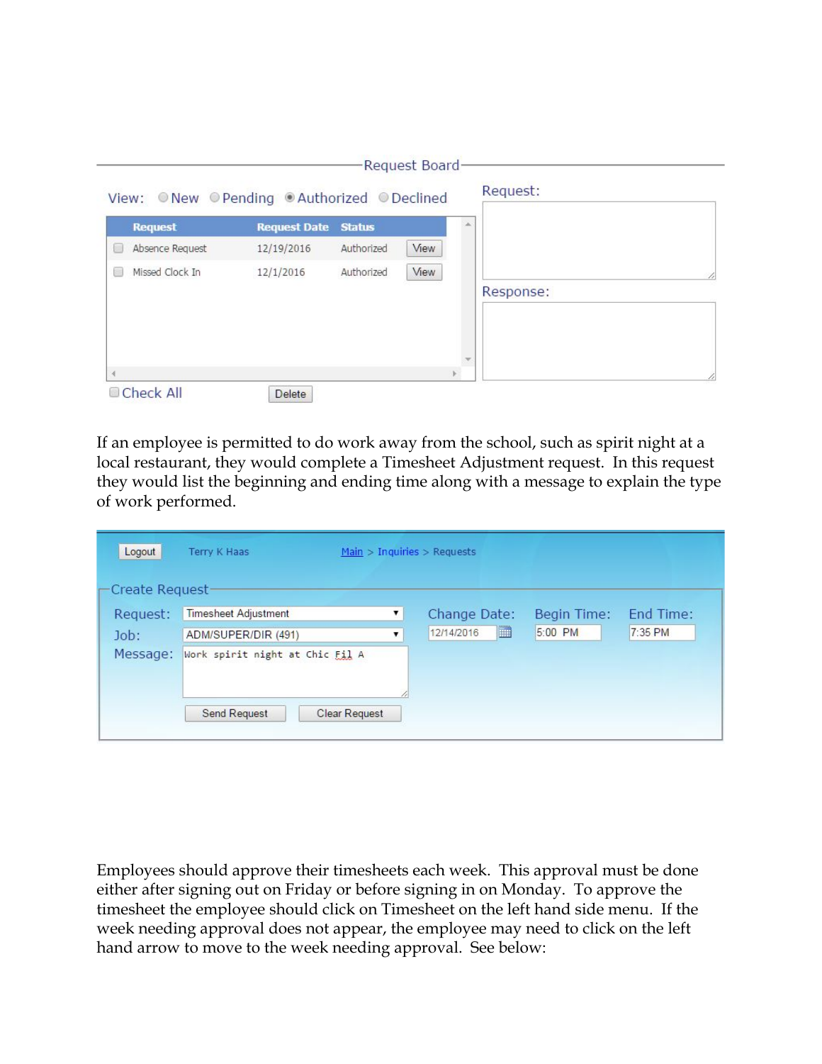Request Board

View: ○ New ○ Pending ◉ Authorized ○ Declined

| | Request | Request Date | Status | |
|---|---|---|---|---|
| ☐ | Absence Request | 12/19/2016 | Authorized | View |
| ☐ | Missed Clock In | 12/1/2016 | Authorized | View |

☐ Check All    Delete

Request:

Response:

If an employee is permitted to do work away from the school, such as spirit night at a local restaurant, they would complete a Timesheet Adjustment request. In this request they would list the beginning and ending time along with a message to explain the type of work performed.

Logout    Terry K Haas    Main > Inquiries > Requests

Create Request

Request: Timesheet Adjustment

Job: ADM/SUPER/DIR (491)

Message: Work spirit night at Chic Fil A

Change Date: 12/14/2016

Begin Time: 5:00 PM

End Time: 7:35 PM

Send Request    Clear Request

Employees should approve their timesheets each week. This approval must be done either after signing out on Friday or before signing in on Monday. To approve the timesheet the employee should click on Timesheet on the left hand side menu. If the week needing approval does not appear, the employee may need to click on the left hand arrow to move to the week needing approval. See below: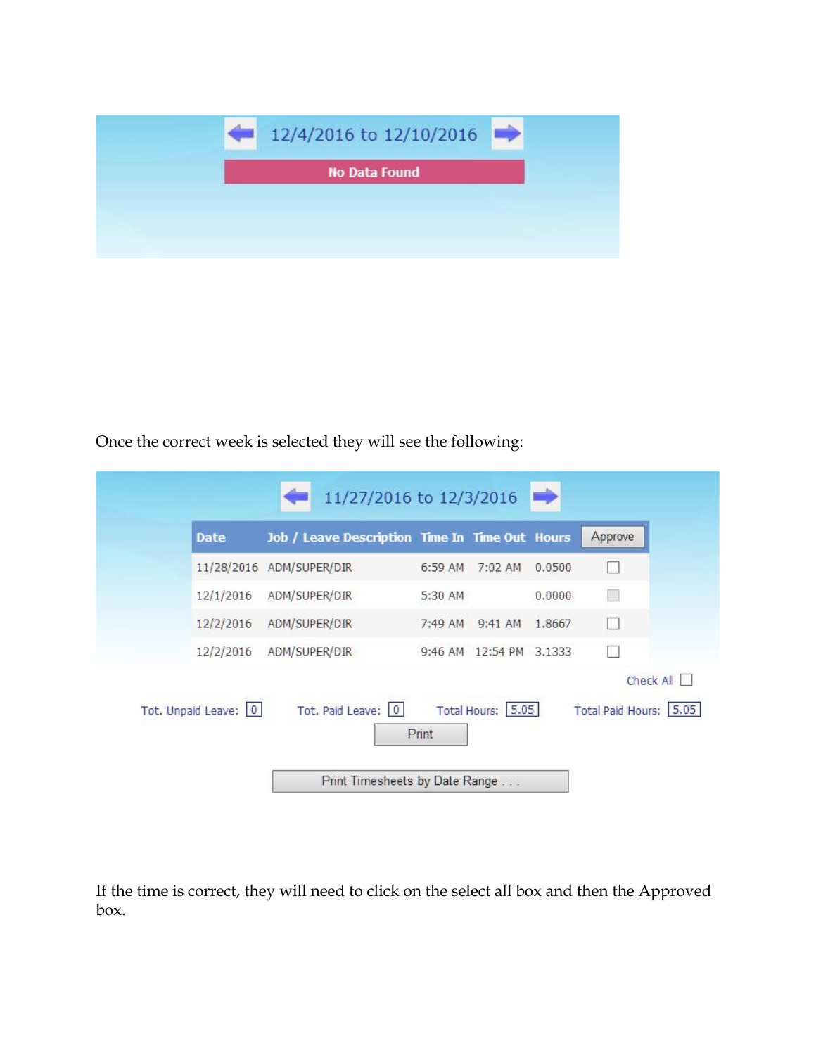12/4/2016 to 12/10/2016

No Data Found

Once the correct week is selected they will see the following:

11/27/2016 to 12/3/2016

| Date | Job / Leave Description | Time In | Time Out | Hours | Approve |
|---|---|---|---|---|---|
| 11/28/2016 | ADM/SUPER/DIR | 6:59 AM | 7:02 AM | 0.0500 | ☐ |
| 12/1/2016 | ADM/SUPER/DIR | 5:30 AM | | 0.0000 | ☐ |
| 12/2/2016 | ADM/SUPER/DIR | 7:49 AM | 9:41 AM | 1.8667 | ☐ |
| 12/2/2016 | ADM/SUPER/DIR | 9:46 AM | 12:54 PM | 3.1333 | ☐ |

Check All ☐

Tot. Unpaid Leave: 0 Tot. Paid Leave: 0 Total Hours: 5.05 Total Paid Hours: 5.05

Print

Print Timesheets by Date Range . . .

If the time is correct, they will need to click on the select all box and then the Approved box.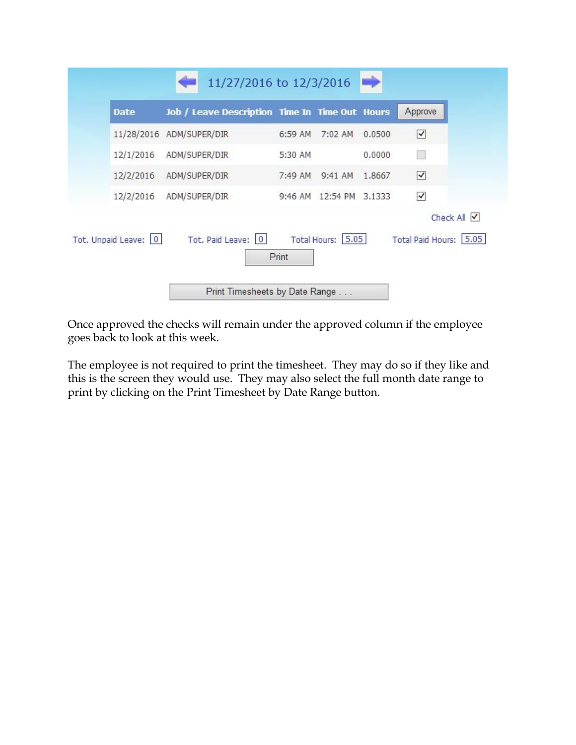11/27/2016 to 12/3/2016

| Date | Job / Leave Description | Time In | Time Out | Hours | Approve |
| --- | --- | --- | --- | --- | --- |
| 11/28/2016 | ADM/SUPER/DIR | 6:59 AM | 7:02 AM | 0.0500 | ☑ |
| 12/1/2016 | ADM/SUPER/DIR | 5:30 AM | | 0.0000 | ☐ |
| 12/2/2016 | ADM/SUPER/DIR | 7:49 AM | 9:41 AM | 1.8667 | ☑ |
| 12/2/2016 | ADM/SUPER/DIR | 9:46 AM | 12:54 PM | 3.1333 | ☑ |

Check All ☑

Tot. Unpaid Leave: 0 Tot. Paid Leave: 0 Total Hours: 5.05 Total Paid Hours: 5.05

Print

Print Timesheets by Date Range . . .

Once approved the checks will remain under the approved column if the employee goes back to look at this week.

The employee is not required to print the timesheet. They may do so if they like and this is the screen they would use. They may also select the full month date range to print by clicking on the Print Timesheet by Date Range button.